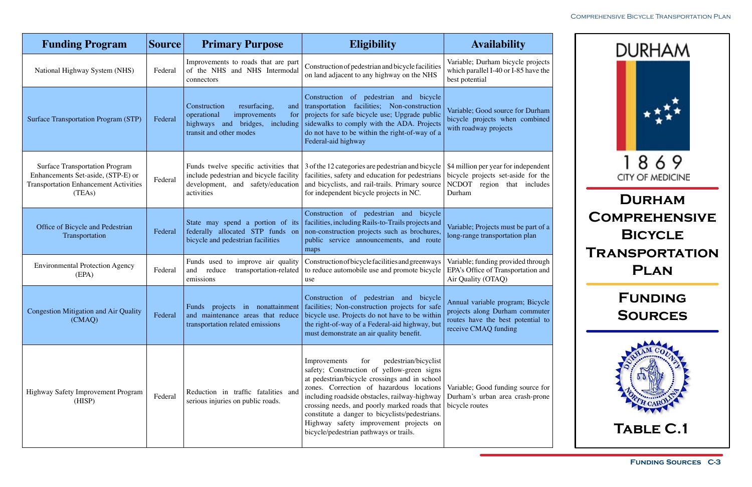| Funding Program | Source | Primary Purpose | Eligibility | Availability |
|---|---|---|---|---|
| National Highway System (NHS) | Federal | Improvements to roads that are part of the NHS and NHS Intermodal connectors | Construction of pedestrian and bicycle facilities on land adjacent to any highway on the NHS | Variable; Durham bicycle projects which parallel I-40 or I-85 have the best potential |
| Surface Transportation Program (STP) | Federal | Construction resurfacing, and operational improvements for highways and bridges, including transit and other modes | Construction of pedestrian and bicycle transportation facilities; Non-construction projects for safe bicycle use; Upgrade public sidewalks to comply with the ADA. Projects do not have to be within the right-of-way of a Federal-aid highway | Variable; Good source for Durham bicycle projects when combined with roadway projects |
| Surface Transportation Program Enhancements Set-aside, (STP-E) or Transportation Enhancement Activities (TEAs) | Federal | Funds twelve specific activities that include pedestrian and bicycle facility development, and safety/education activities | 3 of the 12 categories are pedestrian and bicycle facilities, safety and education for pedestrians and bicyclists, and rail-trails. Primary source for independent bicycle projects in NC. | $4 million per year for independent bicycle projects set-aside for the NCDOT region that includes Durham |
| Office of Bicycle and Pedestrian Transportation | Federal | State may spend a portion of its federally allocated STP funds on bicycle and pedestrian facilities | Construction of pedestrian and bicycle facilities, including Rails-to-Trails projects and non-construction projects such as brochures, public service announcements, and route maps | Variable; Projects must be part of a long-range transportation plan |
| Environmental Protection Agency (EPA) | Federal | Funds used to improve air quality and reduce transportation-related emissions | Construction of bicycle facilities and greenways to reduce automobile use and promote bicycle use | Variable; funding provided through EPA's Office of Transportation and Air Quality (OTAQ) |
| Congestion Mitigation and Air Quality (CMAQ) | Federal | Funds projects in nonattainment and maintenance areas that reduce transportation related emissions | Construction of pedestrian and bicycle facilities; Non-construction projects for safe bicycle use. Projects do not have to be within the right-of-way of a Federal-aid highway, but must demonstrate an air quality benefit. | Annual variable program; Bicycle projects along Durham commuter routes have the best potential to receive CMAQ funding |
| Highway Safety Improvement Program (HISP) | Federal | Reduction in traffic fatalities and serious injuries on public roads. | Improvements for pedestrian/bicyclist safety; Construction of yellow-green signs at pedestrian/bicycle crossings and in school zones. Correction of hazardous locations including roadside obstacles, railway-highway crossing needs, and poorly marked roads that constitute a danger to bicyclists/pedestrians. Highway safety improvement projects on bicycle/pedestrian pathways or trails. | Variable; Good funding source for Durham's urban area crash-prone bicycle routes |

DURHAM

1869

CITY OF MEDICINE

## Durham Comprehensive Bicycle Transportation Plan

## Funding Sources

**Table C.1**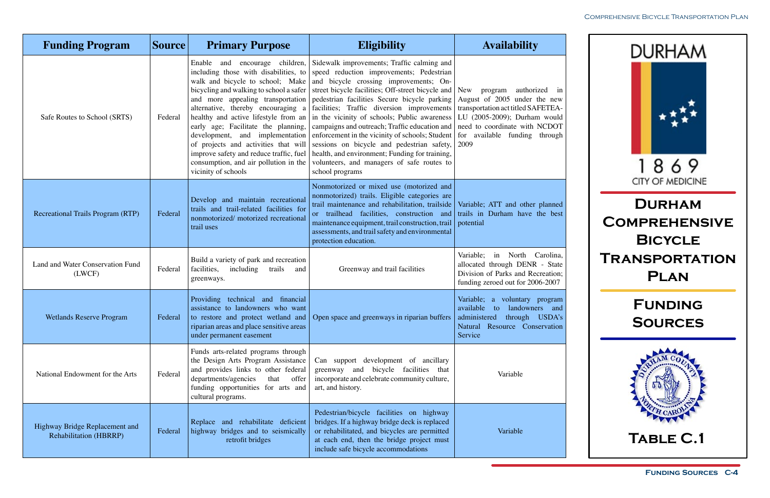| Funding Program | Source | Primary Purpose | Eligibility | Availability |
|---|---|---|---|---|
| Safe Routes to School (SRTS) | Federal | Enable and encourage children, including those with disabilities, to walk and bicycle to school; Make bicycling and walking to school a safer and more appealing transportation alternative, thereby encouraging a healthy and active lifestyle from an early age; Facilitate the planning, development, and implementation of projects and activities that will improve safety and reduce traffic, fuel consumption, and air pollution in the vicinity of schools | Sidewalk improvements; Traffic calming and speed reduction improvements; Pedestrian and bicycle crossing improvements; On-street bicycle facilities; Off-street bicycle and pedestrian facilities Secure bicycle parking facilities; Traffic diversion improvements in the vicinity of schools; Public awareness campaigns and outreach; Traffic education and enforcement in the vicinity of schools; Student sessions on bicycle and pedestrian safety, health, and environment; Funding for training, volunteers, and managers of safe routes to school programs | New program authorized in August of 2005 under the new transportation act titled SAFETEA-LU (2005-2009); Durham would need to coordinate with NCDOT for available funding through 2009 |
| Recreational Trails Program (RTP) | Federal | Develop and maintain recreational trails and trail-related facilities for nonmotorized/ motorized recreational trail uses | Nonmotorized or mixed use (motorized and nonmotorized) trails. Eligible categories are trail maintenance and rehabilitation, trailside or trailhead facilities, construction and maintenance equipment, trail construction, trail assessments, and trail safety and environmental protection education. | Variable; ATT and other planned trails in Durham have the best potential |
| Land and Water Conservation Fund (LWCF) | Federal | Build a variety of park and recreation facilities, including trails and greenways. | Greenway and trail facilities | Variable; in North Carolina, allocated through DENR - State Division of Parks and Recreation; funding zeroed out for 2006-2007 |
| Wetlands Reserve Program | Federal | Providing technical and financial assistance to landowners who want to restore and protect wetland and riparian areas and place sensitive areas under permanent easement | Open space and greenways in riparian buffers | Variable; a voluntary program available to landowners and administered through USDA's Natural Resource Conservation Service |
| National Endowment for the Arts | Federal | Funds arts-related programs through the Design Arts Program Assistance and provides links to other federal departments/agencies that offer funding opportunities for arts and cultural programs. | Can support development of ancillary greenway and bicycle facilities that incorporate and celebrate community culture, art, and history. | Variable |
| Highway Bridge Replacement and Rehabilitation (HBRRP) | Federal | Replace and rehabilitate deficient highway bridges and to seismically retrofit bridges | Pedestrian/bicycle facilities on highway bridges. If a highway bridge deck is replaced or rehabilitated, and bicycles are permitted at each end, then the bridge project must include safe bicycle accommodations | Variable |

DURHAM

1869

CITY OF MEDICINE

# Durham Comprehensive Bicycle Transportation Plan

## Funding Sources

## Table C.1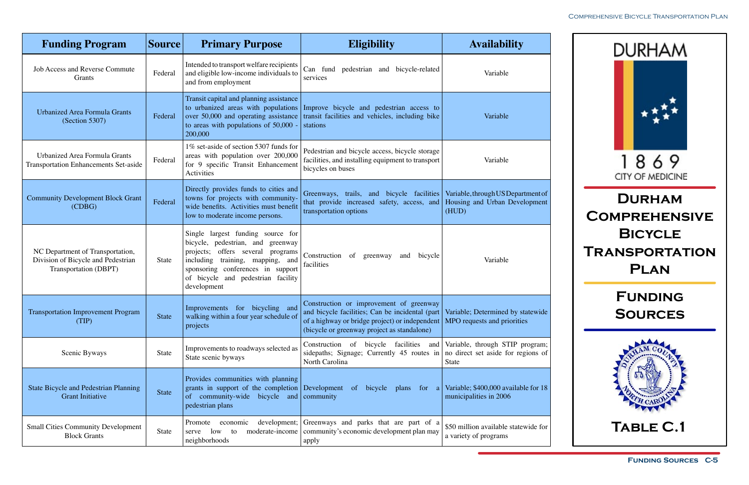| Funding Program | Source | Primary Purpose | Eligibility | Availability |
|---|---|---|---|---|
| Job Access and Reverse Commute Grants | Federal | Intended to transport welfare recipients and eligible low-income individuals to and from employment | Can fund pedestrian and bicycle-related services | Variable |
| Urbanized Area Formula Grants (Section 5307) | Federal | Transit capital and planning assistance to urbanized areas with populations over 50,000 and operating assistance to areas with populations of 50,000 - 200,000 | Improve bicycle and pedestrian access to transit facilities and vehicles, including bike stations | Variable |
| Urbanized Area Formula Grants Transportation Enhancements Set-aside | Federal | 1% set-aside of section 5307 funds for areas with population over 200,000 for 9 specific Transit Enhancement Activities | Pedestrian and bicycle access, bicycle storage facilities, and installing equipment to transport bicycles on buses | Variable |
| Community Development Block Grant (CDBG) | Federal | Directly provides funds to cities and towns for projects with community-wide benefits. Activities must benefit low to moderate income persons. | Greenways, trails, and bicycle facilities that provide increased safety, access, and transportation options | Variable, through US Department of Housing and Urban Development (HUD) |
| NC Department of Transportation, Division of Bicycle and Pedestrian Transportation (DBPT) | State | Single largest funding source for bicycle, pedestrian, and greenway projects; offers several programs including training, mapping, and sponsoring conferences in support of bicycle and pedestrian facility development | Construction of greenway and bicycle facilities | Variable |
| Transportation Improvement Program (TIP) | State | Improvements for bicycling and walking within a four year schedule of projects | Construction or improvement of greenway and bicycle facilities; Can be incidental (part of a highway or bridge project) or independent (bicycle or greenway project as standalone) | Variable; Determined by statewide MPO requests and priorities |
| Scenic Byways | State | Improvements to roadways selected as State scenic byways | Construction of bicycle facilities and sidepaths; Signage; Currently 45 routes in North Carolina | Variable, through STIP program; no direct set aside for regions of State |
| State Bicycle and Pedestrian Planning Grant Initiative | State | Provides communities with planning grants in support of the completion of community-wide bicycle and pedestrian plans | Development of bicycle plans for a community | Variable; $400,000 available for 18 municipalities in 2006 |
| Small Cities Community Development Block Grants | State | Promote economic development; serve low to moderate-income neighborhoods | Greenways and parks that are part of a community's economic development plan may apply | $50 million available statewide for a variety of programs |

DURHAM

1869

CITY OF MEDICINE

# Durham Comprehensive Bicycle Transportation Plan

## Funding Sources

**Table C.1**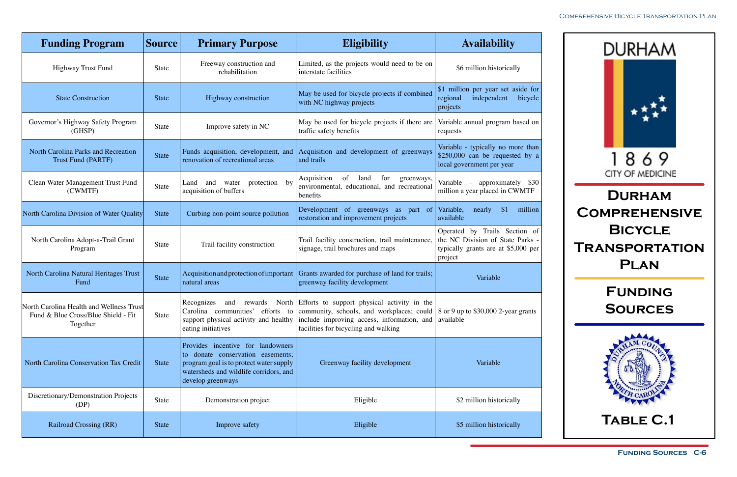| Funding Program | Source | Primary Purpose | Eligibility | Availability |
|---|---|---|---|---|
| Highway Trust Fund | State | Freeway construction and rehabilitation | Limited, as the projects would need to be on interstate facilities | $6 million historically |
| State Construction | State | Highway construction | May be used for bicycle projects if combined with NC highway projects | $1 million per year set aside for regional independent bicycle projects |
| Governor's Highway Safety Program (GHSP) | State | Improve safety in NC | May be used for bicycle projects if there are traffic safety benefits | Variable annual program based on requests |
| North Carolina Parks and Recreation Trust Fund (PARTF) | State | Funds acquisition, development, and renovation of recreational areas | Acquisition and development of greenways and trails | Variable - typically no more than $250,000 can be requested by a local government per year |
| Clean Water Management Trust Fund (CWMTF) | State | Land and water protection by acquisition of buffers | Acquisition of land for greenways, environmental, educational, and recreational benefits | Variable - approximately $30 million a year placed in CWMTF |
| North Carolina Division of Water Quality | State | Curbing non-point source pollution | Development of greenways as part of restoration and improvement projects | Variable, nearly $1 million available |
| North Carolina Adopt-a-Trail Grant Program | State | Trail facility construction | Trail facility construction, trail maintenance, signage, trail brochures and maps | Operated by Trails Section of the NC Division of State Parks - typically grants are at $5,000 per project |
| North Carolina Natural Heritages Trust Fund | State | Acquisition and protection of important natural areas | Grants awarded for purchase of land for trails; greenway facility development | Variable |
| North Carolina Health and Wellness Trust Fund & Blue Cross/Blue Shield - Fit Together | State | Recognizes and rewards North Carolina communities' efforts to support physical activity and healthy eating initiatives | Efforts to support physical activity in the community, schools, and workplaces; could include improving access, information, and facilities for bicycling and walking | 8 or 9 up to $30,000 2-year grants available |
| North Carolina Conservation Tax Credit | State | Provides incentive for landowners to donate conservation easements; program goal is to protect water supply watersheds and wildlife corridors, and develop greenways | Greenway facility development | Variable |
| Discretionary/Demonstration Projects (DP) | State | Demonstration project | Eligible | $2 million historically |
| Railroad Crossing (RR) | State | Improve safety | Eligible | $5 million historically |

DURHAM

1869

CITY OF MEDICINE

# Durham Comprehensive Bicycle Transportation Plan

## Funding Sources

## Table C.1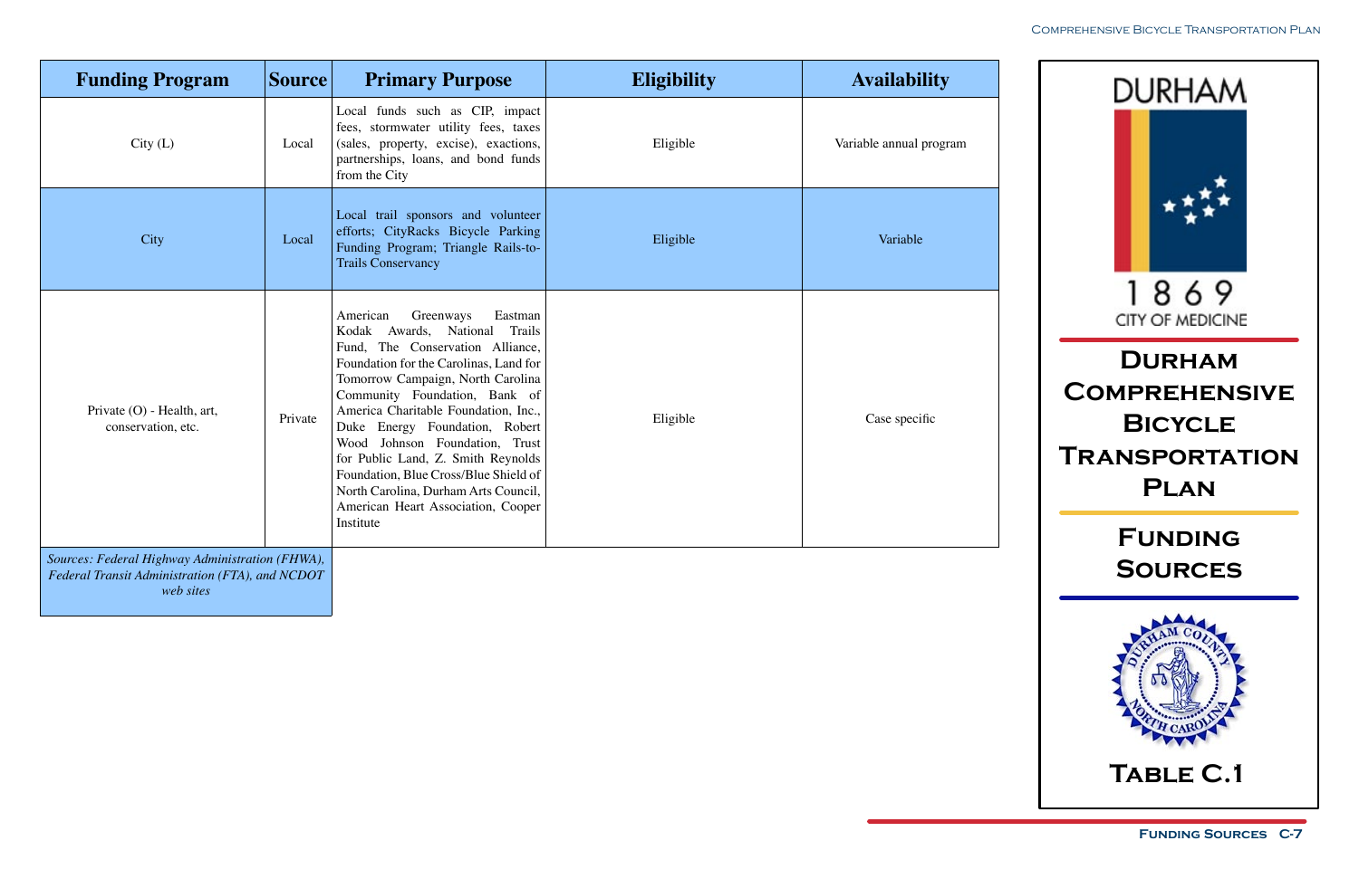| Funding Program | Source | Primary Purpose | Eligibility | Availability |
|---|---|---|---|---|
| City (L) | Local | Local funds such as CIP, impact fees, stormwater utility fees, taxes (sales, property, excise), exactions, partnerships, loans, and bond funds from the City | Eligible | Variable annual program |
| City | Local | Local trail sponsors and volunteer efforts; CityRacks Bicycle Parking Funding Program; Triangle Rails-to-Trails Conservancy | Eligible | Variable |
| Private (O) - Health, art, conservation, etc. | Private | American Greenways Eastman Kodak Awards, National Trails Fund, The Conservation Alliance, Foundation for the Carolinas, Land for Tomorrow Campaign, North Carolina Community Foundation, Bank of America Charitable Foundation, Inc., Duke Energy Foundation, Robert Wood Johnson Foundation, Trust for Public Land, Z. Smith Reynolds Foundation, Blue Cross/Blue Shield of North Carolina, Durham Arts Council, American Heart Association, Cooper Institute | Eligible | Case specific |

*Sources: Federal Highway Administration (FHWA), Federal Transit Administration (FTA), and NCDOT web sites*

DURHAM

1869

CITY OF MEDICINE

**Durham Comprehensive Bicycle Transportation Plan**

**Funding Sources**

**Table C.1**